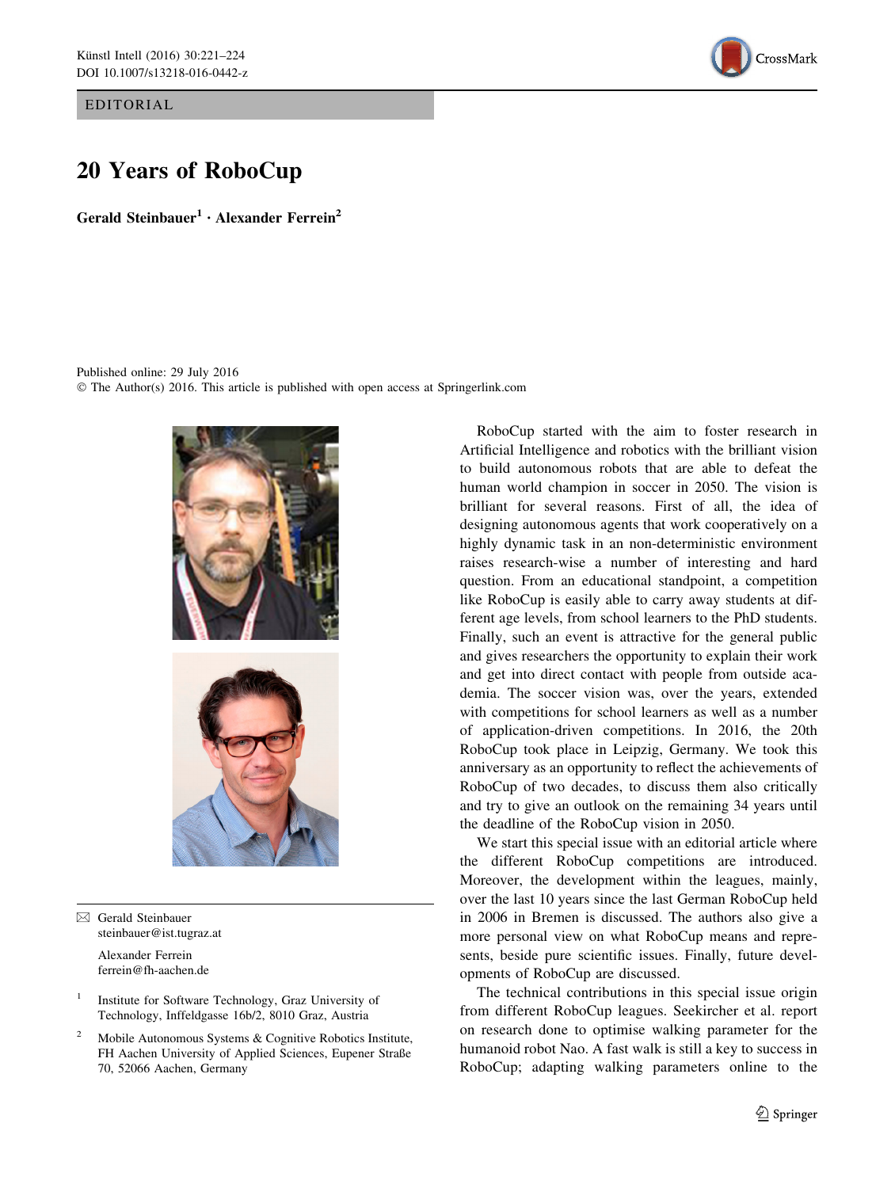EDITORIAL

# 20 Years of RoboCup

**Gerald Steinbauer[1] · Alexander Ferrein[2]**

Published online: 29 July 2016
© The Author(s) 2016. This article is published with open access at Springerlink.com

✉ Gerald Steinbauer
steinbauer@ist.tugraz.at

Alexander Ferrein
ferrein@fh-aachen.de

[1] Institute for Software Technology, Graz University of Technology, Inffeldgasse 16b/2, 8010 Graz, Austria

[2] Mobile Autonomous Systems & Cognitive Robotics Institute, FH Aachen University of Applied Sciences, Eupener Straße 70, 52066 Aachen, Germany

RoboCup started with the aim to foster research in Artificial Intelligence and robotics with the brilliant vision to build autonomous robots that are able to defeat the human world champion in soccer in 2050. The vision is brilliant for several reasons. First of all, the idea of designing autonomous agents that work cooperatively on a highly dynamic task in an non-deterministic environment raises research-wise a number of interesting and hard question. From an educational standpoint, a competition like RoboCup is easily able to carry away students at different age levels, from school learners to the PhD students. Finally, such an event is attractive for the general public and gives researchers the opportunity to explain their work and get into direct contact with people from outside academia. The soccer vision was, over the years, extended with competitions for school learners as well as a number of application-driven competitions. In 2016, the 20th RoboCup took place in Leipzig, Germany. We took this anniversary as an opportunity to reflect the achievements of RoboCup of two decades, to discuss them also critically and try to give an outlook on the remaining 34 years until the deadline of the RoboCup vision in 2050.

We start this special issue with an editorial article where the different RoboCup competitions are introduced. Moreover, the development within the leagues, mainly, over the last 10 years since the last German RoboCup held in 2006 in Bremen is discussed. The authors also give a more personal view on what RoboCup means and represents, beside pure scientific issues. Finally, future developments of RoboCup are discussed.

The technical contributions in this special issue origin from different RoboCup leagues. Seekircher et al. report on research done to optimise walking parameter for the humanoid robot Nao. A fast walk is still a key to success in RoboCup; adapting walking parameters online to the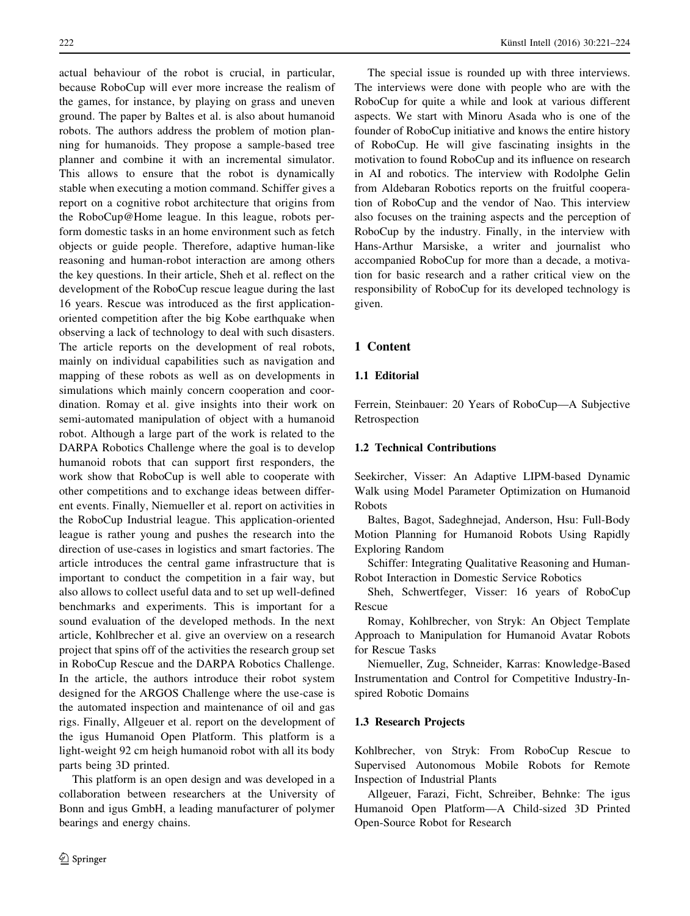actual behaviour of the robot is crucial, in particular, because RoboCup will ever more increase the realism of the games, for instance, by playing on grass and uneven ground. The paper by Baltes et al. is also about humanoid robots. The authors address the problem of motion planning for humanoids. They propose a sample-based tree planner and combine it with an incremental simulator. This allows to ensure that the robot is dynamically stable when executing a motion command. Schiffer gives a report on a cognitive robot architecture that origins from the RoboCup@Home league. In this league, robots perform domestic tasks in an home environment such as fetch objects or guide people. Therefore, adaptive human-like reasoning and human-robot interaction are among others the key questions. In their article, Sheh et al. reflect on the development of the RoboCup rescue league during the last 16 years. Rescue was introduced as the first application-oriented competition after the big Kobe earthquake when observing a lack of technology to deal with such disasters. The article reports on the development of real robots, mainly on individual capabilities such as navigation and mapping of these robots as well as on developments in simulations which mainly concern cooperation and coordination. Romay et al. give insights into their work on semi-automated manipulation of object with a humanoid robot. Although a large part of the work is related to the DARPA Robotics Challenge where the goal is to develop humanoid robots that can support first responders, the work show that RoboCup is well able to cooperate with other competitions and to exchange ideas between different events. Finally, Niemueller et al. report on activities in the RoboCup Industrial league. This application-oriented league is rather young and pushes the research into the direction of use-cases in logistics and smart factories. The article introduces the central game infrastructure that is important to conduct the competition in a fair way, but also allows to collect useful data and to set up well-defined benchmarks and experiments. This is important for a sound evaluation of the developed methods. In the next article, Kohlbrecher et al. give an overview on a research project that spins off of the activities the research group set in RoboCup Rescue and the DARPA Robotics Challenge. In the article, the authors introduce their robot system designed for the ARGOS Challenge where the use-case is the automated inspection and maintenance of oil and gas rigs. Finally, Allgeuer et al. report on the development of the igus Humanoid Open Platform. This platform is a light-weight 92 cm heigh humanoid robot with all its body parts being 3D printed.

This platform is an open design and was developed in a collaboration between researchers at the University of Bonn and igus GmbH, a leading manufacturer of polymer bearings and energy chains.

The special issue is rounded up with three interviews. The interviews were done with people who are with the RoboCup for quite a while and look at various different aspects. We start with Minoru Asada who is one of the founder of RoboCup initiative and knows the entire history of RoboCup. He will give fascinating insights in the motivation to found RoboCup and its influence on research in AI and robotics. The interview with Rodolphe Gelin from Aldebaran Robotics reports on the fruitful cooperation of RoboCup and the vendor of Nao. This interview also focuses on the training aspects and the perception of RoboCup by the industry. Finally, in the interview with Hans-Arthur Marsiske, a writer and journalist who accompanied RoboCup for more than a decade, a motivation for basic research and a rather critical view on the responsibility of RoboCup for its developed technology is given.

## 1 Content

### 1.1 Editorial

Ferrein, Steinbauer: 20 Years of RoboCup—A Subjective Retrospection

### 1.2 Technical Contributions

Seekircher, Visser: An Adaptive LIPM-based Dynamic Walk using Model Parameter Optimization on Humanoid Robots

Baltes, Bagot, Sadeghnejad, Anderson, Hsu: Full-Body Motion Planning for Humanoid Robots Using Rapidly Exploring Random

Schiffer: Integrating Qualitative Reasoning and Human-Robot Interaction in Domestic Service Robotics

Sheh, Schwertfeger, Visser: 16 years of RoboCup Rescue

Romay, Kohlbrecher, von Stryk: An Object Template Approach to Manipulation for Humanoid Avatar Robots for Rescue Tasks

Niemueller, Zug, Schneider, Karras: Knowledge-Based Instrumentation and Control for Competitive Industry-Inspired Robotic Domains

### 1.3 Research Projects

Kohlbrecher, von Stryk: From RoboCup Rescue to Supervised Autonomous Mobile Robots for Remote Inspection of Industrial Plants

Allgeuer, Farazi, Ficht, Schreiber, Behnke: The igus Humanoid Open Platform—A Child-sized 3D Printed Open-Source Robot for Research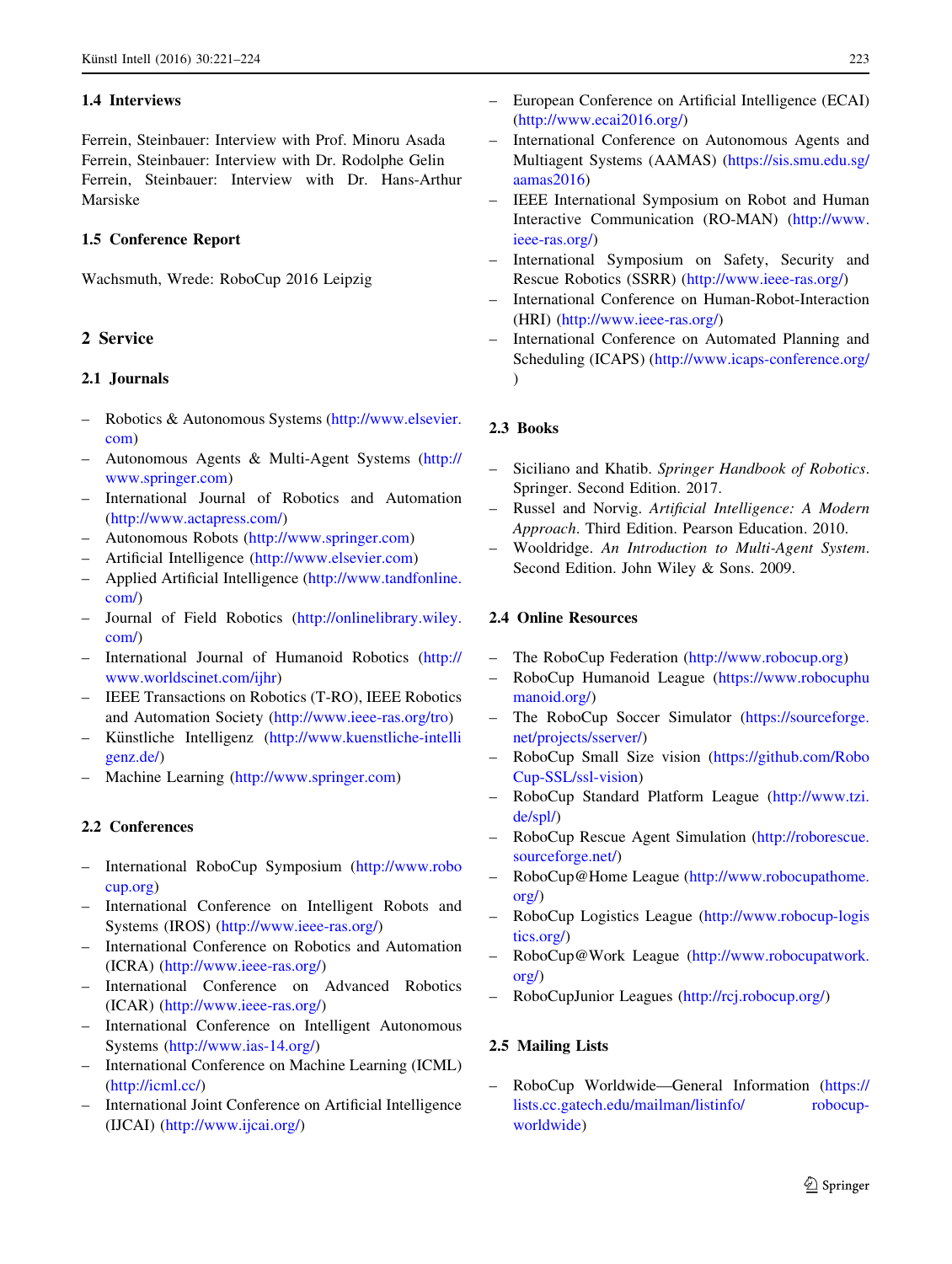### 1.4 Interviews

Ferrein, Steinbauer: Interview with Prof. Minoru Asada
Ferrein, Steinbauer: Interview with Dr. Rodolphe Gelin
Ferrein, Steinbauer: Interview with Dr. Hans-Arthur Marsiske

### 1.5 Conference Report

Wachsmuth, Wrede: RoboCup 2016 Leipzig

## 2 Service

### 2.1 Journals

- Robotics & Autonomous Systems (http://www.elsevier.com)
- Autonomous Agents & Multi-Agent Systems (http://www.springer.com)
- International Journal of Robotics and Automation (http://www.actapress.com/)
- Autonomous Robots (http://www.springer.com)
- Artificial Intelligence (http://www.elsevier.com)
- Applied Artificial Intelligence (http://www.tandfonline.com/)
- Journal of Field Robotics (http://onlinelibrary.wiley.com/)
- International Journal of Humanoid Robotics (http://www.worldscinet.com/ijhr)
- IEEE Transactions on Robotics (T-RO), IEEE Robotics and Automation Society (http://www.ieee-ras.org/tro)
- Künstliche Intelligenz (http://www.kuenstliche-intelligenz.de/)
- Machine Learning (http://www.springer.com)

### 2.2 Conferences

- International RoboCup Symposium (http://www.robocup.org)
- International Conference on Intelligent Robots and Systems (IROS) (http://www.ieee-ras.org/)
- International Conference on Robotics and Automation (ICRA) (http://www.ieee-ras.org/)
- International Conference on Advanced Robotics (ICAR) (http://www.ieee-ras.org/)
- International Conference on Intelligent Autonomous Systems (http://www.ias-14.org/)
- International Conference on Machine Learning (ICML) (http://icml.cc/)
- International Joint Conference on Artificial Intelligence (IJCAI) (http://www.ijcai.org/)
- European Conference on Artificial Intelligence (ECAI) (http://www.ecai2016.org/)
- International Conference on Autonomous Agents and Multiagent Systems (AAMAS) (https://sis.smu.edu.sg/aamas2016)
- IEEE International Symposium on Robot and Human Interactive Communication (RO-MAN) (http://www.ieee-ras.org/)
- International Symposium on Safety, Security and Rescue Robotics (SSRR) (http://www.ieee-ras.org/)
- International Conference on Human-Robot-Interaction (HRI) (http://www.ieee-ras.org/)
- International Conference on Automated Planning and Scheduling (ICAPS) (http://www.icaps-conference.org/)

### 2.3 Books

- Siciliano and Khatib. *Springer Handbook of Robotics*. Springer. Second Edition. 2017.
- Russel and Norvig. *Artificial Intelligence: A Modern Approach*. Third Edition. Pearson Education. 2010.
- Wooldridge. *An Introduction to Multi-Agent System*. Second Edition. John Wiley & Sons. 2009.

### 2.4 Online Resources

- The RoboCup Federation (http://www.robocup.org)
- RoboCup Humanoid League (https://www.robocuphumanoid.org/)
- The RoboCup Soccer Simulator (https://sourceforge.net/projects/sserver/)
- RoboCup Small Size vision (https://github.com/RoboCup-SSL/ssl-vision)
- RoboCup Standard Platform League (http://www.tzi.de/spl/)
- RoboCup Rescue Agent Simulation (http://roborescue.sourceforge.net/)
- RoboCup@Home League (http://www.robocupathome.org/)
- RoboCup Logistics League (http://www.robocup-logistics.org/)
- RoboCup@Work League (http://www.robocupatwork.org/)
- RoboCupJunior Leagues (http://rcj.robocup.org/)

### 2.5 Mailing Lists

- RoboCup Worldwide—General Information (https://lists.cc.gatech.edu/mailman/listinfo/robocup-worldwide)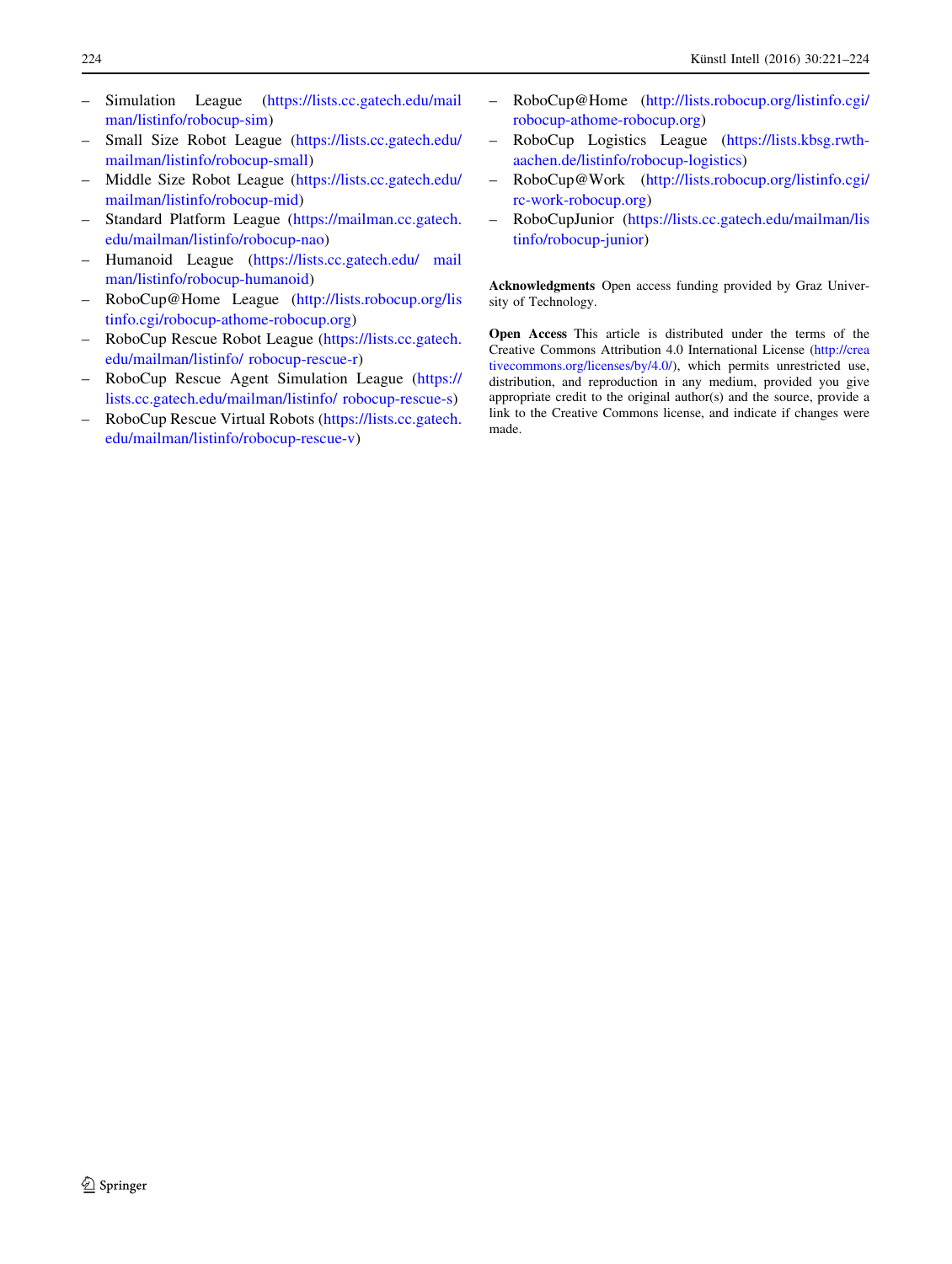- Simulation League (https://lists.cc.gatech.edu/mailman/listinfo/robocup-sim)
- Small Size Robot League (https://lists.cc.gatech.edu/mailman/listinfo/robocup-small)
- Middle Size Robot League (https://lists.cc.gatech.edu/mailman/listinfo/robocup-mid)
- Standard Platform League (https://mailman.cc.gatech.edu/mailman/listinfo/robocup-nao)
- Humanoid League (https://lists.cc.gatech.edu/ mailman/listinfo/robocup-humanoid)
- RoboCup@Home League (http://lists.robocup.org/listinfo.cgi/robocup-athome-robocup.org)
- RoboCup Rescue Robot League (https://lists.cc.gatech.edu/mailman/listinfo/ robocup-rescue-r)
- RoboCup Rescue Agent Simulation League (https://lists.cc.gatech.edu/mailman/listinfo/ robocup-rescue-s)
- RoboCup Rescue Virtual Robots (https://lists.cc.gatech.edu/mailman/listinfo/robocup-rescue-v)
- RoboCup@Home (http://lists.robocup.org/listinfo.cgi/robocup-athome-robocup.org)
- RoboCup Logistics League (https://lists.kbsg.rwth-aachen.de/listinfo/robocup-logistics)
- RoboCup@Work (http://lists.robocup.org/listinfo.cgi/rc-work-robocup.org)
- RoboCupJunior (https://lists.cc.gatech.edu/mailman/listinfo/robocup-junior)

**Acknowledgments** Open access funding provided by Graz University of Technology.

**Open Access** This article is distributed under the terms of the Creative Commons Attribution 4.0 International License (http://creativecommons.org/licenses/by/4.0/), which permits unrestricted use, distribution, and reproduction in any medium, provided you give appropriate credit to the original author(s) and the source, provide a link to the Creative Commons license, and indicate if changes were made.